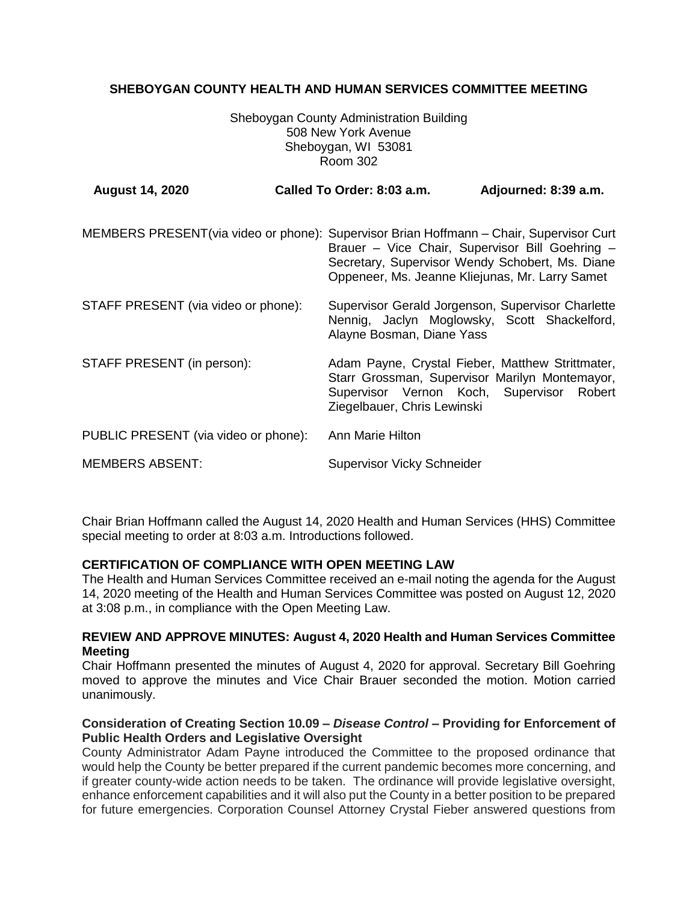**SHEBOYGAN COUNTY HEALTH AND HUMAN SERVICES COMMITTEE MEETING**

Sheboygan County Administration Building
508 New York Avenue
Sheboygan, WI 53081
Room 302

**August 14, 2020** **Called To Order: 8:03 a.m.** **Adjourned: 8:39 a.m.**

MEMBERS PRESENT(via video or phone): Supervisor Brian Hoffmann – Chair, Supervisor Curt Brauer – Vice Chair, Supervisor Bill Goehring – Secretary, Supervisor Wendy Schobert, Ms. Diane Oppeneer, Ms. Jeanne Kliejunas, Mr. Larry Samet

STAFF PRESENT (via video or phone): Supervisor Gerald Jorgenson, Supervisor Charlette Nennig, Jaclyn Moglowsky, Scott Shackelford, Alayne Bosman, Diane Yass

STAFF PRESENT (in person): Adam Payne, Crystal Fieber, Matthew Strittmater, Starr Grossman, Supervisor Marilyn Montemayor, Supervisor Vernon Koch, Supervisor Robert Ziegelbauer, Chris Lewinski

PUBLIC PRESENT (via video or phone): Ann Marie Hilton

MEMBERS ABSENT: Supervisor Vicky Schneider

Chair Brian Hoffmann called the August 14, 2020 Health and Human Services (HHS) Committee special meeting to order at 8:03 a.m. Introductions followed.

**CERTIFICATION OF COMPLIANCE WITH OPEN MEETING LAW**
The Health and Human Services Committee received an e-mail noting the agenda for the August 14, 2020 meeting of the Health and Human Services Committee was posted on August 12, 2020 at 3:08 p.m., in compliance with the Open Meeting Law.

**REVIEW AND APPROVE MINUTES: August 4, 2020 Health and Human Services Committee Meeting**
Chair Hoffmann presented the minutes of August 4, 2020 for approval. Secretary Bill Goehring moved to approve the minutes and Vice Chair Brauer seconded the motion. Motion carried unanimously.

**Consideration of Creating Section 10.09 –** ***Disease Control*** **– Providing for Enforcement of Public Health Orders and Legislative Oversight**
County Administrator Adam Payne introduced the Committee to the proposed ordinance that would help the County be better prepared if the current pandemic becomes more concerning, and if greater county-wide action needs to be taken. The ordinance will provide legislative oversight, enhance enforcement capabilities and it will also put the County in a better position to be prepared for future emergencies. Corporation Counsel Attorney Crystal Fieber answered questions from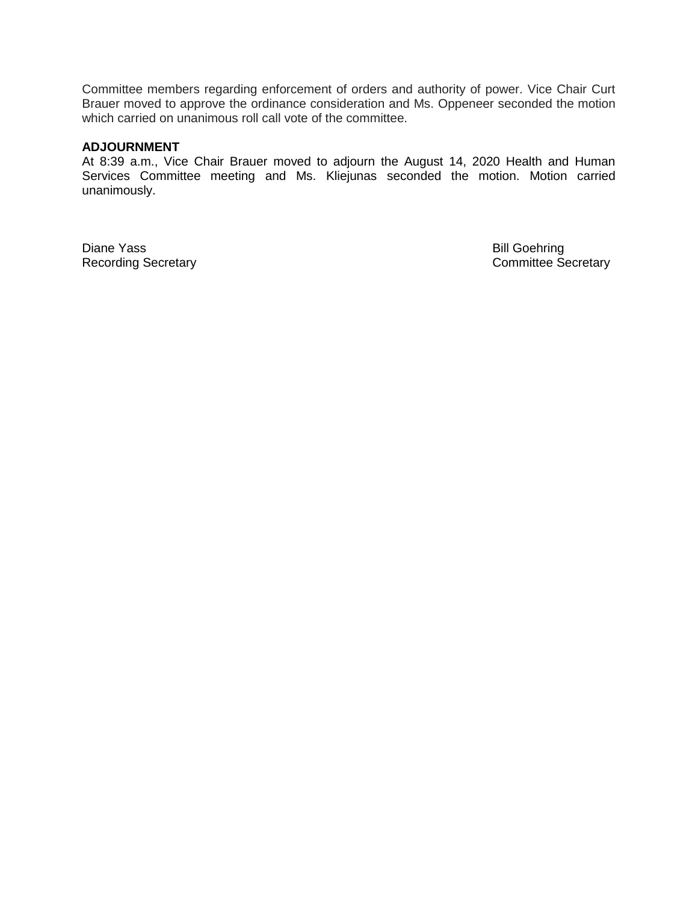Committee members regarding enforcement of orders and authority of power. Vice Chair Curt Brauer moved to approve the ordinance consideration and Ms. Oppeneer seconded the motion which carried on unanimous roll call vote of the committee.

**ADJOURNMENT**

At 8:39 a.m., Vice Chair Brauer moved to adjourn the August 14, 2020 Health and Human Services Committee meeting and Ms. Kliejunas seconded the motion. Motion carried unanimously.

Diane Yass
Recording Secretary

Bill Goehring
Committee Secretary